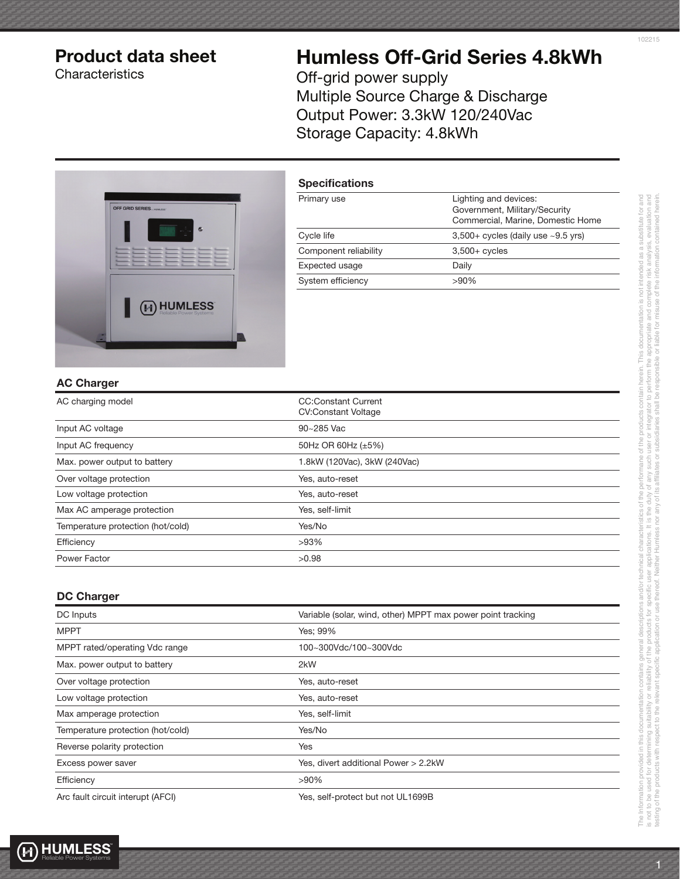# Product data sheet

Characteristics

# Humless Off-Grid Series 4.8kWh

Off-grid power supply
Multiple Source Charge & Discharge
Output Power: 3.3kW 120/240Vac
Storage Capacity: 4.8kWh

## Specifications

| | |
|---|---|
| Primary use | Lighting and devices: Government, Military/Security Commercial, Marine, Domestic Home |
| Cycle life | 3,500+ cycles (daily use ~9.5 yrs) |
| Component reliability | 3,500+ cycles |
| Expected usage | Daily |
| System efficiency | >90% |

## AC Charger

| | |
|---|---|
| AC charging model | CC:Constant Current<br>CV:Constant Voltage |
| Input AC voltage | 90~285 Vac |
| Input AC frequency | 50Hz OR 60Hz (±5%) |
| Max. power output to battery | 1.8kW (120Vac), 3kW (240Vac) |
| Over voltage protection | Yes, auto-reset |
| Low voltage protection | Yes, auto-reset |
| Max AC amperage protection | Yes, self-limit |
| Temperature protection (hot/cold) | Yes/No |
| Efficiency | >93% |
| Power Factor | >0.98 |

## DC Charger

| | |
|---|---|
| DC Inputs | Variable (solar, wind, other) MPPT max power point tracking |
| MPPT | Yes; 99% |
| MPPT rated/operating Vdc range | 100~300Vdc/100~300Vdc |
| Max. power output to battery | 2kW |
| Over voltage protection | Yes, auto-reset |
| Low voltage protection | Yes, auto-reset |
| Max amperage protection | Yes, self-limit |
| Temperature protection (hot/cold) | Yes/No |
| Reverse polarity protection | Yes |
| Excess power saver | Yes, divert additional Power > 2.2kW |
| Efficiency | >90% |
| Arc fault circuit interupt (AFCI) | Yes, self-protect but not UL1699B |

The Information provided in this documentation contains general descriptions and/or technical characteristics of the performane of the products contain herein. This documentation is not intended as a substitute for and is not to be used for determining suitability or reliability of the products for specific user applications. It is the duty of any such user or integrator to perform the appropriate and complete risk analysis, evaluation and testing of the products with respect to the relevant specific application or use thereof. Neither Humless nor any of its affiliates or subsidiaries shall be responsible or liable for misuse of the information contained herein.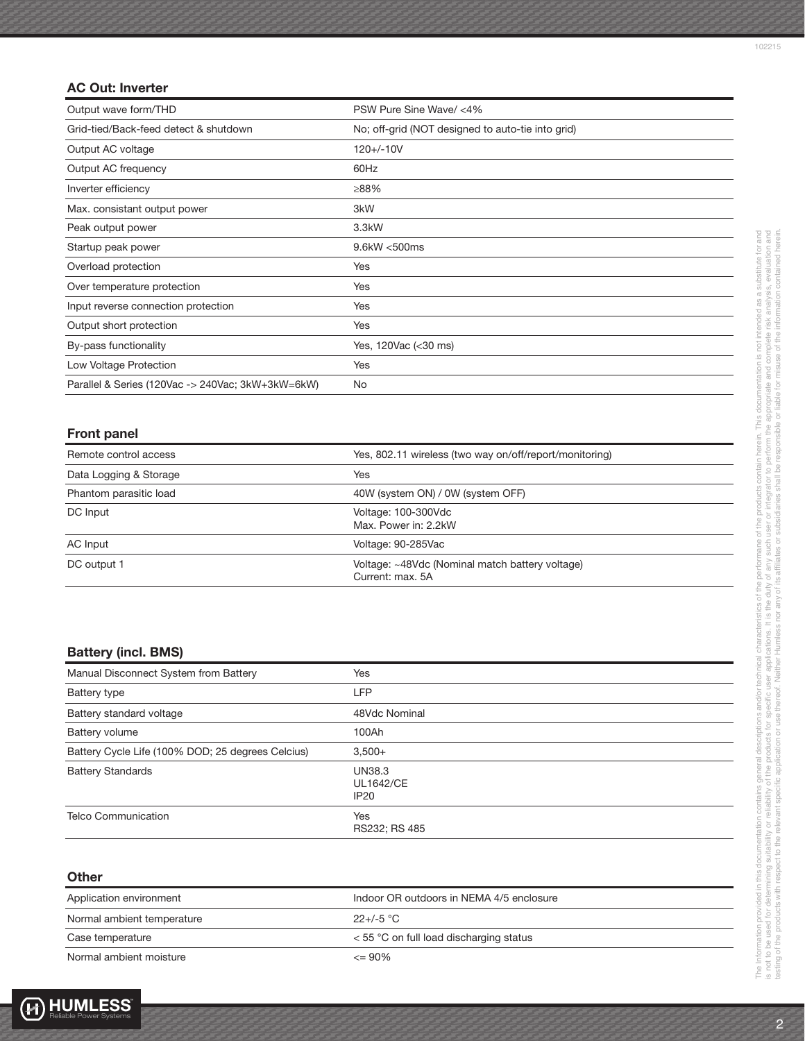### AC Out: Inverter

| | |
|---|---|
| Output wave form/THD | PSW Pure Sine Wave/ <4% |
| Grid-tied/Back-feed detect & shutdown | No; off-grid (NOT designed to auto-tie into grid) |
| Output AC voltage | 120+/-10V |
| Output AC frequency | 60Hz |
| Inverter efficiency | ≥88% |
| Max. consistant output power | 3kW |
| Peak output power | 3.3kW |
| Startup peak power | 9.6kW <500ms |
| Overload protection | Yes |
| Over temperature protection | Yes |
| Input reverse connection protection | Yes |
| Output short protection | Yes |
| By-pass functionality | Yes, 120Vac (<30 ms) |
| Low Voltage Protection | Yes |
| Parallel & Series (120Vac -> 240Vac; 3kW+3kW=6kW) | No |

### Front panel

| | |
|---|---|
| Remote control access | Yes, 802.11 wireless (two way on/off/report/monitoring) |
| Data Logging & Storage | Yes |
| Phantom parasitic load | 40W (system ON) / 0W (system OFF) |
| DC Input | Voltage: 100-300Vdc<br>Max. Power in: 2.2kW |
| AC Input | Voltage: 90-285Vac |
| DC output 1 | Voltage: ~48Vdc (Nominal match battery voltage)<br>Current: max. 5A |

### Battery (incl. BMS)

| | |
|---|---|
| Manual Disconnect System from Battery | Yes |
| Battery type | LFP |
| Battery standard voltage | 48Vdc Nominal |
| Battery volume | 100Ah |
| Battery Cycle Life (100% DOD; 25 degrees Celcius) | 3,500+ |
| Battery Standards | UN38.3<br>UL1642/CE<br>IP20 |
| Telco Communication | Yes<br>RS232; RS 485 |

### Other

| | |
|---|---|
| Application environment | Indoor OR outdoors in NEMA 4/5 enclosure |
| Normal ambient temperature | 22+/-5 °C |
| Case temperature | < 55 °C on full load discharging status |
| Normal ambient moisture | <= 90% |

The Information provided in this documentation contains general descriptions and/or technical characteristics of the performane of the products contain herein. This documentation is not intended as a substitute for and is not to be used for determining suitability or reliability of the products for specific user applications. It is the duty of any such user or integrator to perform the appropriate and complete risk analysis, evaluation and testing of the products with respect to the relevant specific application or use thereof. Neither Humless nor any of its affiliates or subsidiaries shall be responsible or liable for misuse of the information contained herein.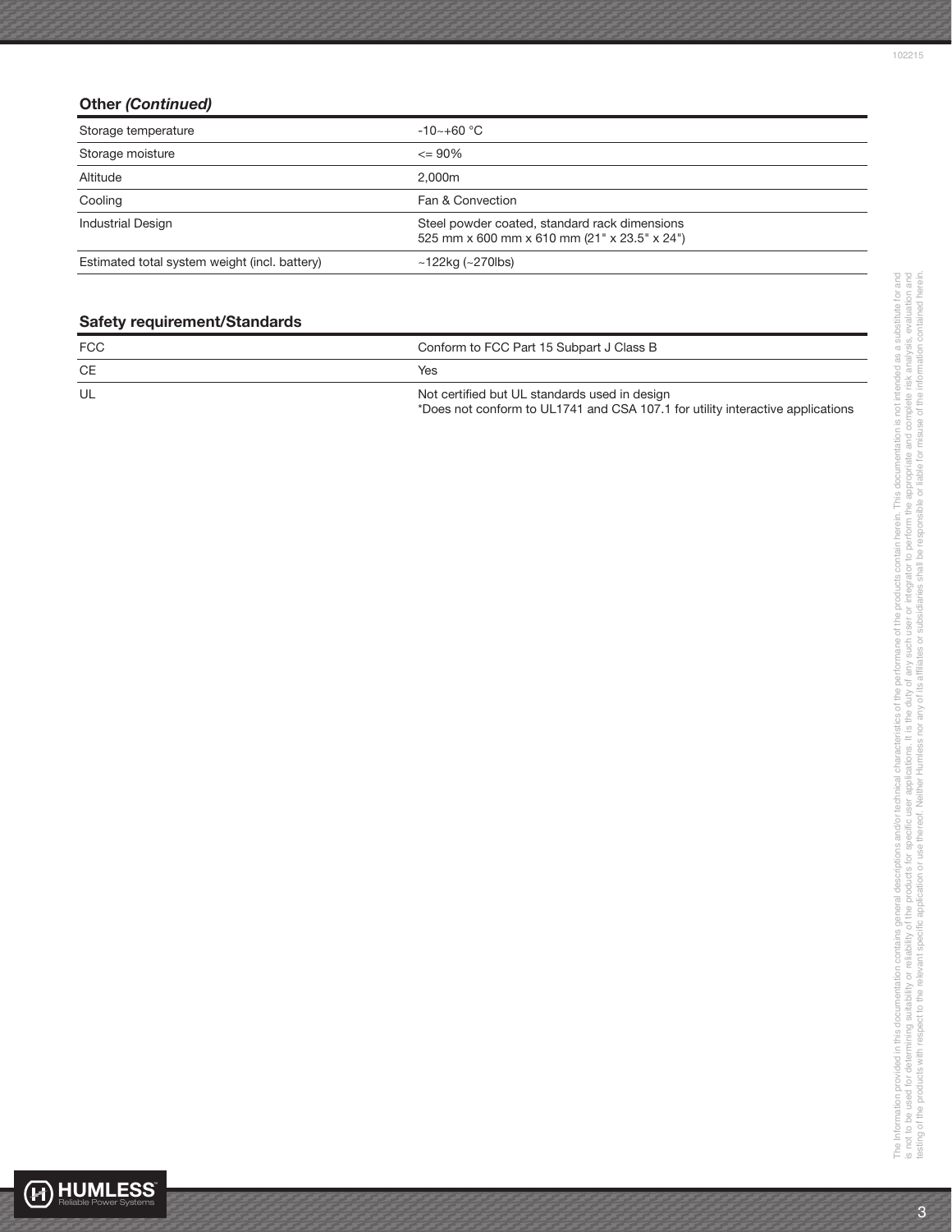## Other *(Continued)*

| | |
|---|---|
| Storage temperature | -10~+60 °C |
| Storage moisture | <= 90% |
| Altitude | 2,000m |
| Cooling | Fan & Convection |
| Industrial Design | Steel powder coated, standard rack dimensions 525 mm x 600 mm x 610 mm (21" x 23.5" x 24") |
| Estimated total system weight (incl. battery) | ~122kg (~270lbs) |

## Safety requirement/Standards

| | |
|---|---|
| FCC | Conform to FCC Part 15 Subpart J Class B |
| CE | Yes |
| UL | Not certified but UL standards used in design *Does not conform to UL1741 and CSA 107.1 for utility interactive applications |

The Information provided in this documentation contains general descriptions and/or technical characteristics of the performane of the products contain herein. This documentation is not intended as a substitute for and is not to be used for determining suitability or reliability of the products for specific user applications. It is the duty of any such user or integrator to perform the appropriate and complete risk analysis, evaluation and testing of the products with respect to the relevant specific application or use thereof. Neither Humless nor any of its affiliates or subsidiaries shall be responsible or liable for misuse of the information contained herein.